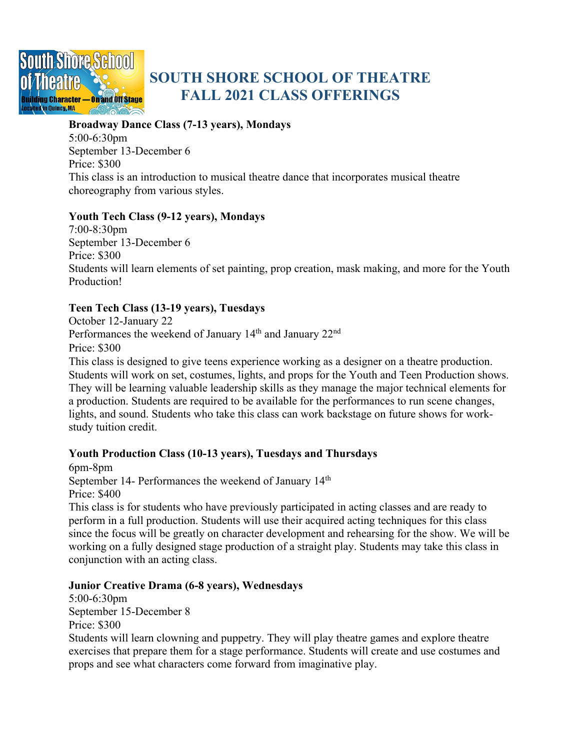# SOUTH SHORE SCHOOL OF THEATRE FALL 2021 CLASS OFFERINGS

**Broadway Dance Class (7-13 years), Mondays**
5:00-6:30pm
September 13-December 6
Price: $300
This class is an introduction to musical theatre dance that incorporates musical theatre choreography from various styles.

**Youth Tech Class (9-12 years), Mondays**
7:00-8:30pm
September 13-December 6
Price: $300
Students will learn elements of set painting, prop creation, mask making, and more for the Youth Production!

**Teen Tech Class (13-19 years), Tuesdays**
October 12-January 22
Performances the weekend of January 14th and January 22nd
Price: $300
This class is designed to give teens experience working as a designer on a theatre production. Students will work on set, costumes, lights, and props for the Youth and Teen Production shows. They will be learning valuable leadership skills as they manage the major technical elements for a production. Students are required to be available for the performances to run scene changes, lights, and sound. Students who take this class can work backstage on future shows for work-study tuition credit.

**Youth Production Class (10-13 years), Tuesdays and Thursdays**
6pm-8pm
September 14- Performances the weekend of January 14th
Price: $400
This class is for students who have previously participated in acting classes and are ready to perform in a full production. Students will use their acquired acting techniques for this class since the focus will be greatly on character development and rehearsing for the show. We will be working on a fully designed stage production of a straight play. Students may take this class in conjunction with an acting class.

**Junior Creative Drama (6-8 years), Wednesdays**
5:00-6:30pm
September 15-December 8
Price: $300
Students will learn clowning and puppetry. They will play theatre games and explore theatre exercises that prepare them for a stage performance. Students will create and use costumes and props and see what characters come forward from imaginative play.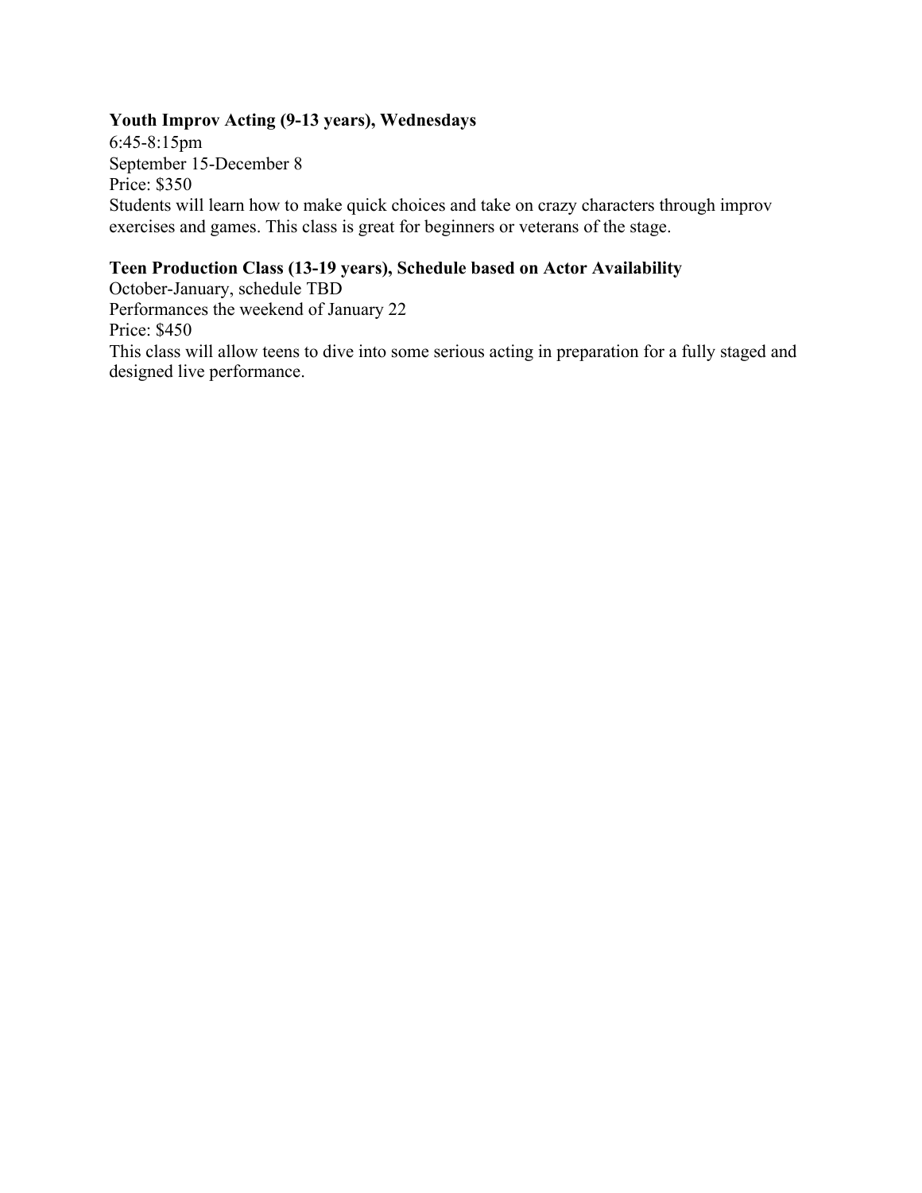**Youth Improv Acting (9-13 years), Wednesdays**
6:45-8:15pm
September 15-December 8
Price: $350
Students will learn how to make quick choices and take on crazy characters through improv exercises and games. This class is great for beginners or veterans of the stage.

**Teen Production Class (13-19 years), Schedule based on Actor Availability**
October-January, schedule TBD
Performances the weekend of January 22
Price: $450
This class will allow teens to dive into some serious acting in preparation for a fully staged and designed live performance.